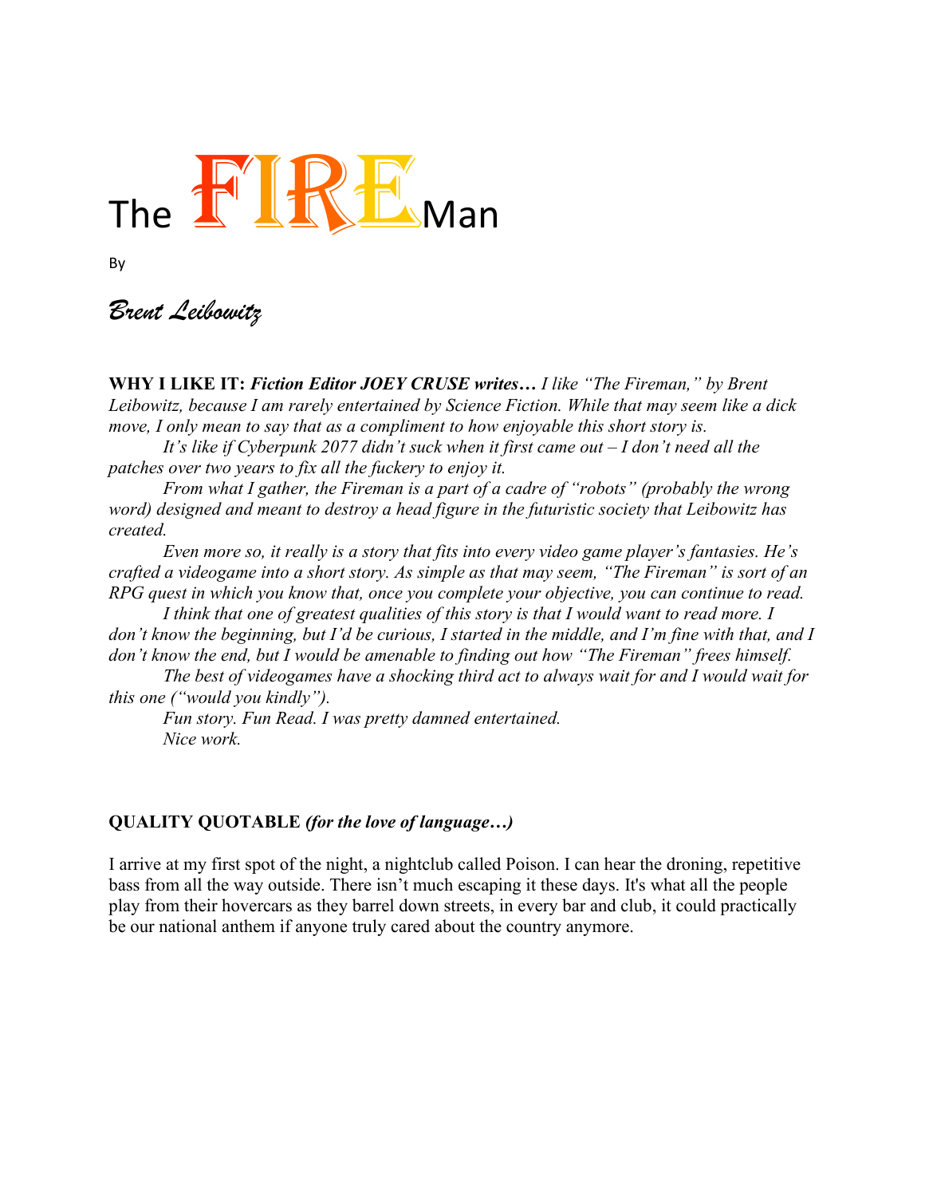# The FIRE Man

By

*Brent Leibowitz*

**WHY I LIKE IT:** ***Fiction Editor JOEY CRUSE writes…*** *I like "The Fireman," by Brent Leibowitz, because I am rarely entertained by Science Fiction. While that may seem like a dick move, I only mean to say that as a compliment to how enjoyable this short story is.*

*It's like if Cyberpunk 2077 didn't suck when it first came out – I don't need all the patches over two years to fix all the fuckery to enjoy it.*

*From what I gather, the Fireman is a part of a cadre of "robots" (probably the wrong word) designed and meant to destroy a head figure in the futuristic society that Leibowitz has created.*

*Even more so, it really is a story that fits into every video game player's fantasies. He's crafted a videogame into a short story. As simple as that may seem, "The Fireman" is sort of an RPG quest in which you know that, once you complete your objective, you can continue to read.*

*I think that one of greatest qualities of this story is that I would want to read more. I don't know the beginning, but I'd be curious, I started in the middle, and I'm fine with that, and I don't know the end, but I would be amenable to finding out how "The Fireman" frees himself.*

*The best of videogames have a shocking third act to always wait for and I would wait for this one ("would you kindly").*

*Fun story. Fun Read. I was pretty damned entertained.*

*Nice work.*

**QUALITY QUOTABLE** ***(for the love of language…)***

I arrive at my first spot of the night, a nightclub called Poison. I can hear the droning, repetitive bass from all the way outside. There isn't much escaping it these days. It's what all the people play from their hovercars as they barrel down streets, in every bar and club, it could practically be our national anthem if anyone truly cared about the country anymore.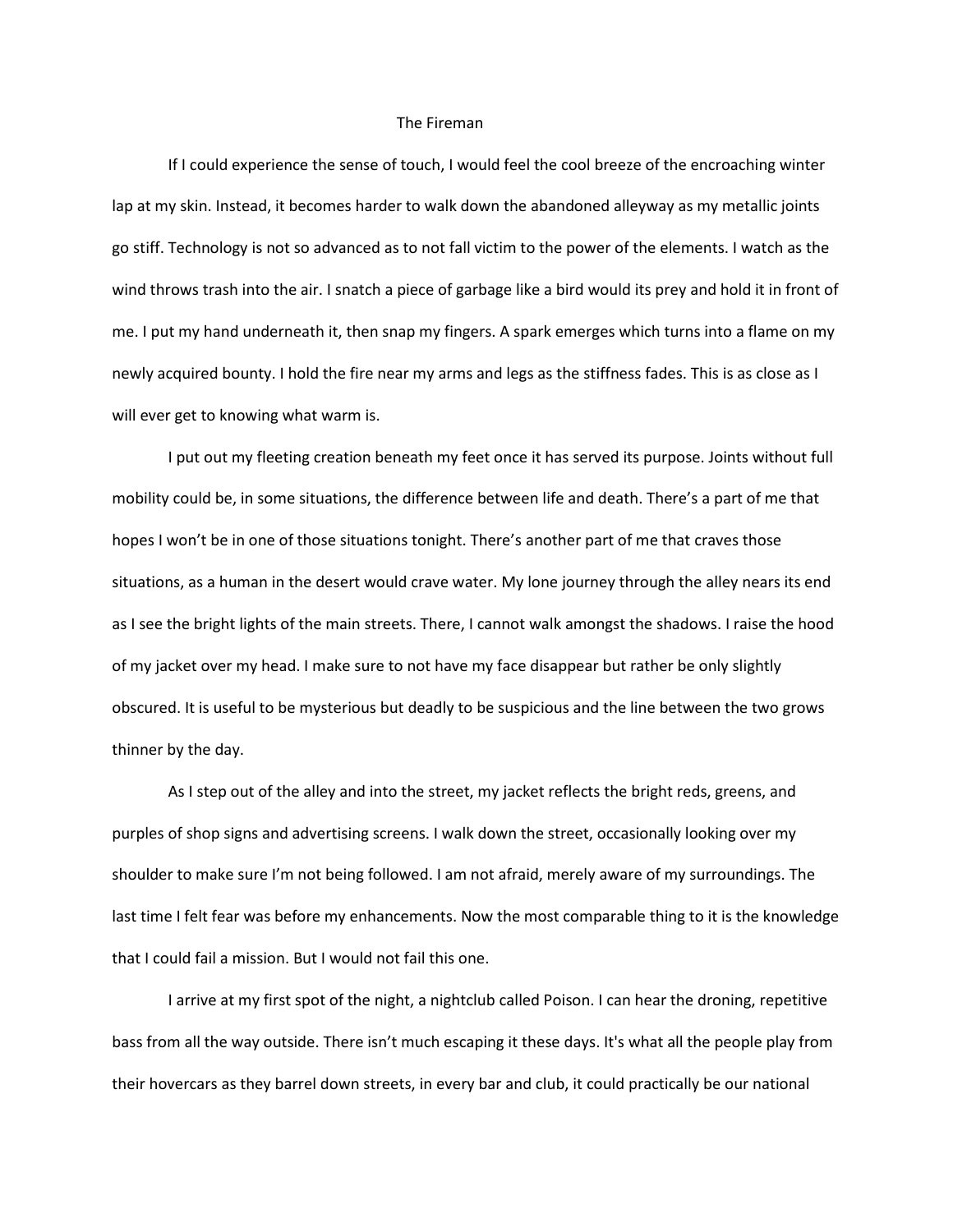# The Fireman

If I could experience the sense of touch, I would feel the cool breeze of the encroaching winter lap at my skin. Instead, it becomes harder to walk down the abandoned alleyway as my metallic joints go stiff. Technology is not so advanced as to not fall victim to the power of the elements. I watch as the wind throws trash into the air. I snatch a piece of garbage like a bird would its prey and hold it in front of me. I put my hand underneath it, then snap my fingers. A spark emerges which turns into a flame on my newly acquired bounty. I hold the fire near my arms and legs as the stiffness fades. This is as close as I will ever get to knowing what warm is.

I put out my fleeting creation beneath my feet once it has served its purpose. Joints without full mobility could be, in some situations, the difference between life and death. There's a part of me that hopes I won't be in one of those situations tonight. There's another part of me that craves those situations, as a human in the desert would crave water. My lone journey through the alley nears its end as I see the bright lights of the main streets. There, I cannot walk amongst the shadows. I raise the hood of my jacket over my head. I make sure to not have my face disappear but rather be only slightly obscured. It is useful to be mysterious but deadly to be suspicious and the line between the two grows thinner by the day.

As I step out of the alley and into the street, my jacket reflects the bright reds, greens, and purples of shop signs and advertising screens. I walk down the street, occasionally looking over my shoulder to make sure I'm not being followed. I am not afraid, merely aware of my surroundings. The last time I felt fear was before my enhancements. Now the most comparable thing to it is the knowledge that I could fail a mission. But I would not fail this one.

I arrive at my first spot of the night, a nightclub called Poison. I can hear the droning, repetitive bass from all the way outside. There isn't much escaping it these days. It's what all the people play from their hovercars as they barrel down streets, in every bar and club, it could practically be our national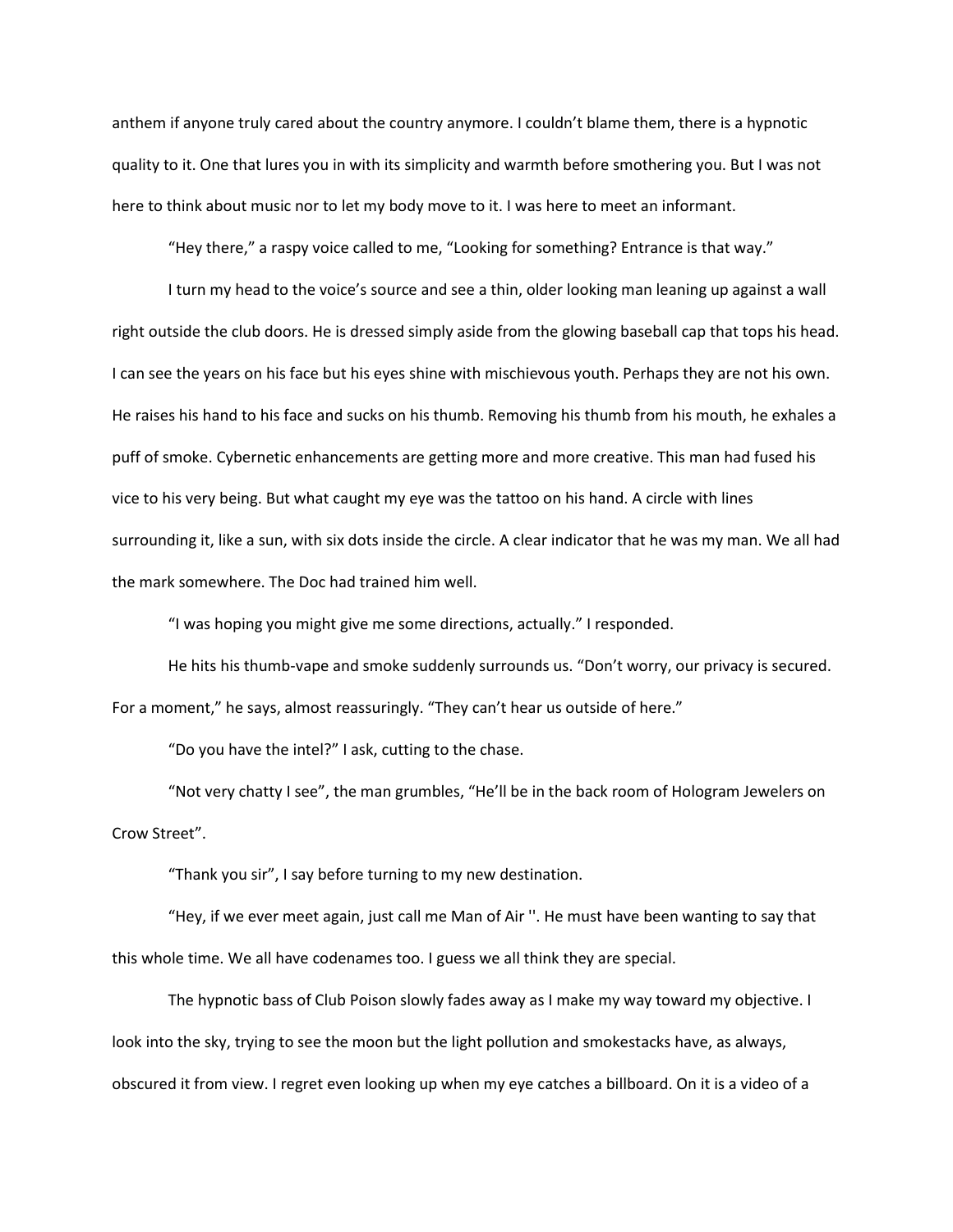anthem if anyone truly cared about the country anymore. I couldn't blame them, there is a hypnotic quality to it. One that lures you in with its simplicity and warmth before smothering you. But I was not here to think about music nor to let my body move to it. I was here to meet an informant.

"Hey there," a raspy voice called to me, "Looking for something? Entrance is that way."

I turn my head to the voice's source and see a thin, older looking man leaning up against a wall right outside the club doors. He is dressed simply aside from the glowing baseball cap that tops his head. I can see the years on his face but his eyes shine with mischievous youth. Perhaps they are not his own. He raises his hand to his face and sucks on his thumb. Removing his thumb from his mouth, he exhales a puff of smoke. Cybernetic enhancements are getting more and more creative. This man had fused his vice to his very being. But what caught my eye was the tattoo on his hand. A circle with lines surrounding it, like a sun, with six dots inside the circle. A clear indicator that he was my man. We all had the mark somewhere. The Doc had trained him well.

"I was hoping you might give me some directions, actually." I responded.

He hits his thumb-vape and smoke suddenly surrounds us. "Don't worry, our privacy is secured. For a moment," he says, almost reassuringly. "They can't hear us outside of here."

"Do you have the intel?" I ask, cutting to the chase.

"Not very chatty I see", the man grumbles, "He'll be in the back room of Hologram Jewelers on Crow Street".

"Thank you sir", I say before turning to my new destination.

"Hey, if we ever meet again, just call me Man of Air ''. He must have been wanting to say that this whole time. We all have codenames too. I guess we all think they are special.

The hypnotic bass of Club Poison slowly fades away as I make my way toward my objective. I look into the sky, trying to see the moon but the light pollution and smokestacks have, as always, obscured it from view. I regret even looking up when my eye catches a billboard. On it is a video of a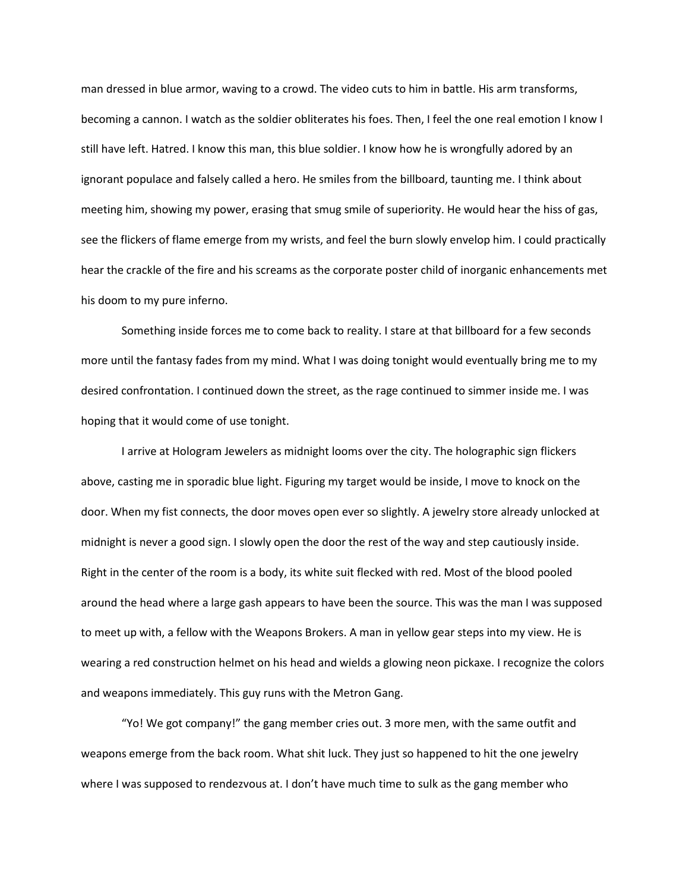man dressed in blue armor, waving to a crowd. The video cuts to him in battle. His arm transforms, becoming a cannon. I watch as the soldier obliterates his foes. Then, I feel the one real emotion I know I still have left. Hatred. I know this man, this blue soldier. I know how he is wrongfully adored by an ignorant populace and falsely called a hero. He smiles from the billboard, taunting me. I think about meeting him, showing my power, erasing that smug smile of superiority. He would hear the hiss of gas, see the flickers of flame emerge from my wrists, and feel the burn slowly envelop him. I could practically hear the crackle of the fire and his screams as the corporate poster child of inorganic enhancements met his doom to my pure inferno.

Something inside forces me to come back to reality. I stare at that billboard for a few seconds more until the fantasy fades from my mind. What I was doing tonight would eventually bring me to my desired confrontation. I continued down the street, as the rage continued to simmer inside me. I was hoping that it would come of use tonight.

I arrive at Hologram Jewelers as midnight looms over the city. The holographic sign flickers above, casting me in sporadic blue light. Figuring my target would be inside, I move to knock on the door. When my fist connects, the door moves open ever so slightly. A jewelry store already unlocked at midnight is never a good sign. I slowly open the door the rest of the way and step cautiously inside. Right in the center of the room is a body, its white suit flecked with red. Most of the blood pooled around the head where a large gash appears to have been the source. This was the man I was supposed to meet up with, a fellow with the Weapons Brokers. A man in yellow gear steps into my view. He is wearing a red construction helmet on his head and wields a glowing neon pickaxe. I recognize the colors and weapons immediately. This guy runs with the Metron Gang.

"Yo! We got company!" the gang member cries out. 3 more men, with the same outfit and weapons emerge from the back room. What shit luck. They just so happened to hit the one jewelry where I was supposed to rendezvous at. I don't have much time to sulk as the gang member who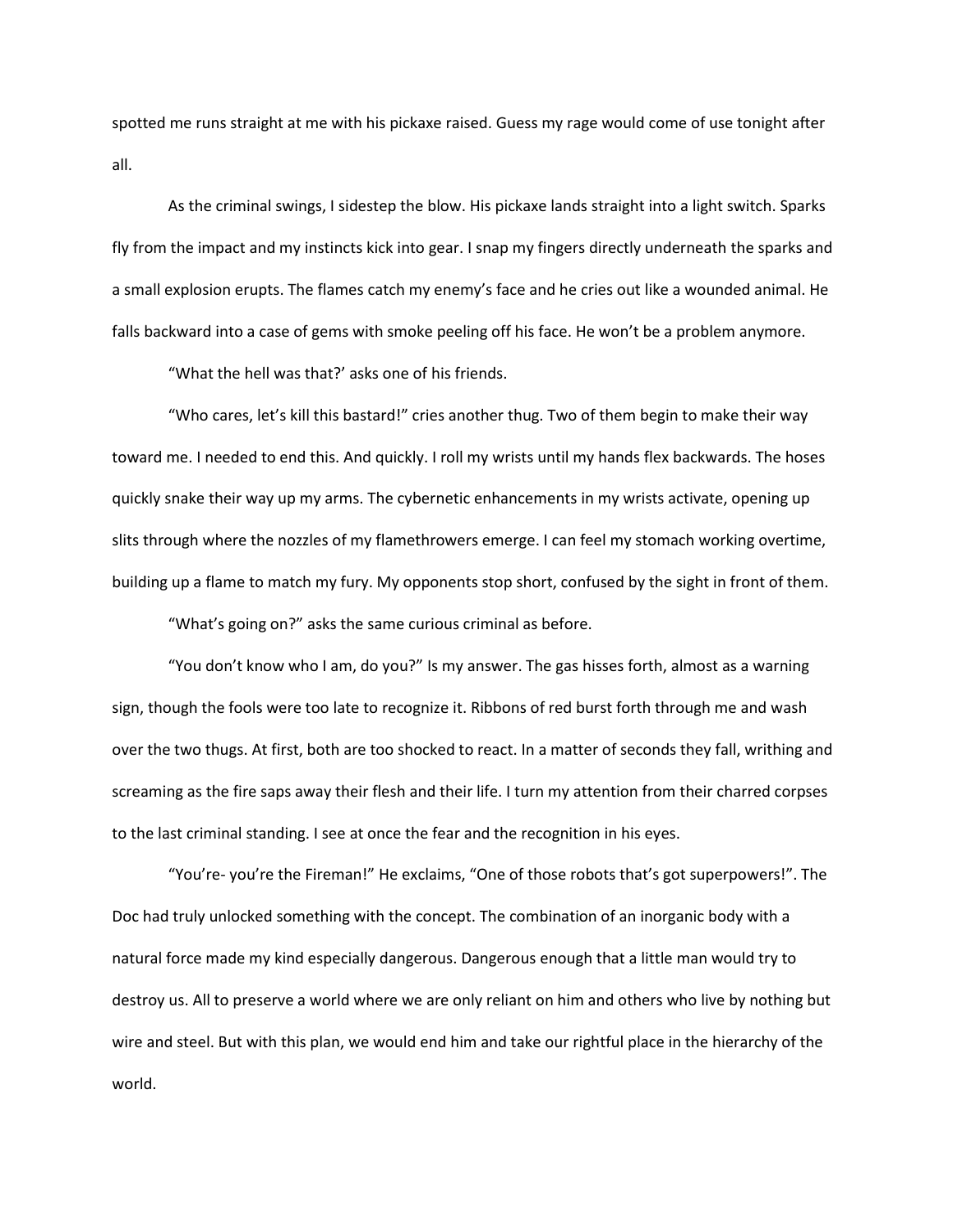spotted me runs straight at me with his pickaxe raised. Guess my rage would come of use tonight after all.

As the criminal swings, I sidestep the blow. His pickaxe lands straight into a light switch. Sparks fly from the impact and my instincts kick into gear. I snap my fingers directly underneath the sparks and a small explosion erupts. The flames catch my enemy's face and he cries out like a wounded animal. He falls backward into a case of gems with smoke peeling off his face. He won't be a problem anymore.

"What the hell was that?' asks one of his friends.

"Who cares, let's kill this bastard!" cries another thug. Two of them begin to make their way toward me. I needed to end this. And quickly. I roll my wrists until my hands flex backwards. The hoses quickly snake their way up my arms. The cybernetic enhancements in my wrists activate, opening up slits through where the nozzles of my flamethrowers emerge. I can feel my stomach working overtime, building up a flame to match my fury. My opponents stop short, confused by the sight in front of them.

"What's going on?" asks the same curious criminal as before.

"You don't know who I am, do you?" Is my answer. The gas hisses forth, almost as a warning sign, though the fools were too late to recognize it. Ribbons of red burst forth through me and wash over the two thugs. At first, both are too shocked to react. In a matter of seconds they fall, writhing and screaming as the fire saps away their flesh and their life. I turn my attention from their charred corpses to the last criminal standing. I see at once the fear and the recognition in his eyes.

"You're- you're the Fireman!" He exclaims, "One of those robots that's got superpowers!". The Doc had truly unlocked something with the concept. The combination of an inorganic body with a natural force made my kind especially dangerous. Dangerous enough that a little man would try to destroy us. All to preserve a world where we are only reliant on him and others who live by nothing but wire and steel. But with this plan, we would end him and take our rightful place in the hierarchy of the world.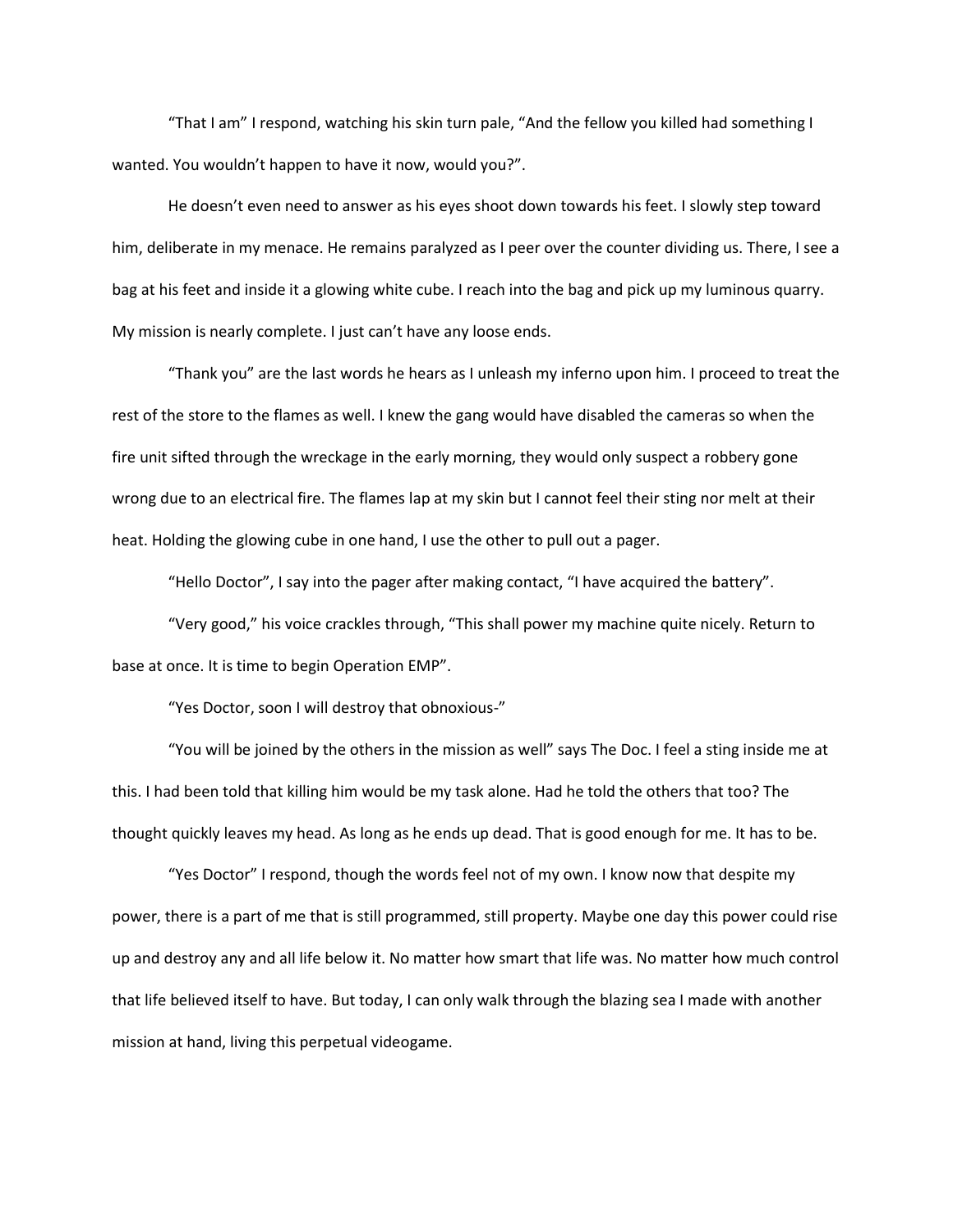"That I am" I respond, watching his skin turn pale, "And the fellow you killed had something I wanted. You wouldn't happen to have it now, would you?".

He doesn't even need to answer as his eyes shoot down towards his feet. I slowly step toward him, deliberate in my menace. He remains paralyzed as I peer over the counter dividing us. There, I see a bag at his feet and inside it a glowing white cube. I reach into the bag and pick up my luminous quarry. My mission is nearly complete. I just can't have any loose ends.

"Thank you" are the last words he hears as I unleash my inferno upon him. I proceed to treat the rest of the store to the flames as well. I knew the gang would have disabled the cameras so when the fire unit sifted through the wreckage in the early morning, they would only suspect a robbery gone wrong due to an electrical fire. The flames lap at my skin but I cannot feel their sting nor melt at their heat. Holding the glowing cube in one hand, I use the other to pull out a pager.

"Hello Doctor", I say into the pager after making contact, "I have acquired the battery".

"Very good," his voice crackles through, "This shall power my machine quite nicely. Return to base at once. It is time to begin Operation EMP".

"Yes Doctor, soon I will destroy that obnoxious-"

"You will be joined by the others in the mission as well" says The Doc. I feel a sting inside me at this. I had been told that killing him would be my task alone. Had he told the others that too? The thought quickly leaves my head. As long as he ends up dead. That is good enough for me. It has to be.

"Yes Doctor" I respond, though the words feel not of my own. I know now that despite my power, there is a part of me that is still programmed, still property. Maybe one day this power could rise up and destroy any and all life below it. No matter how smart that life was. No matter how much control that life believed itself to have. But today, I can only walk through the blazing sea I made with another mission at hand, living this perpetual videogame.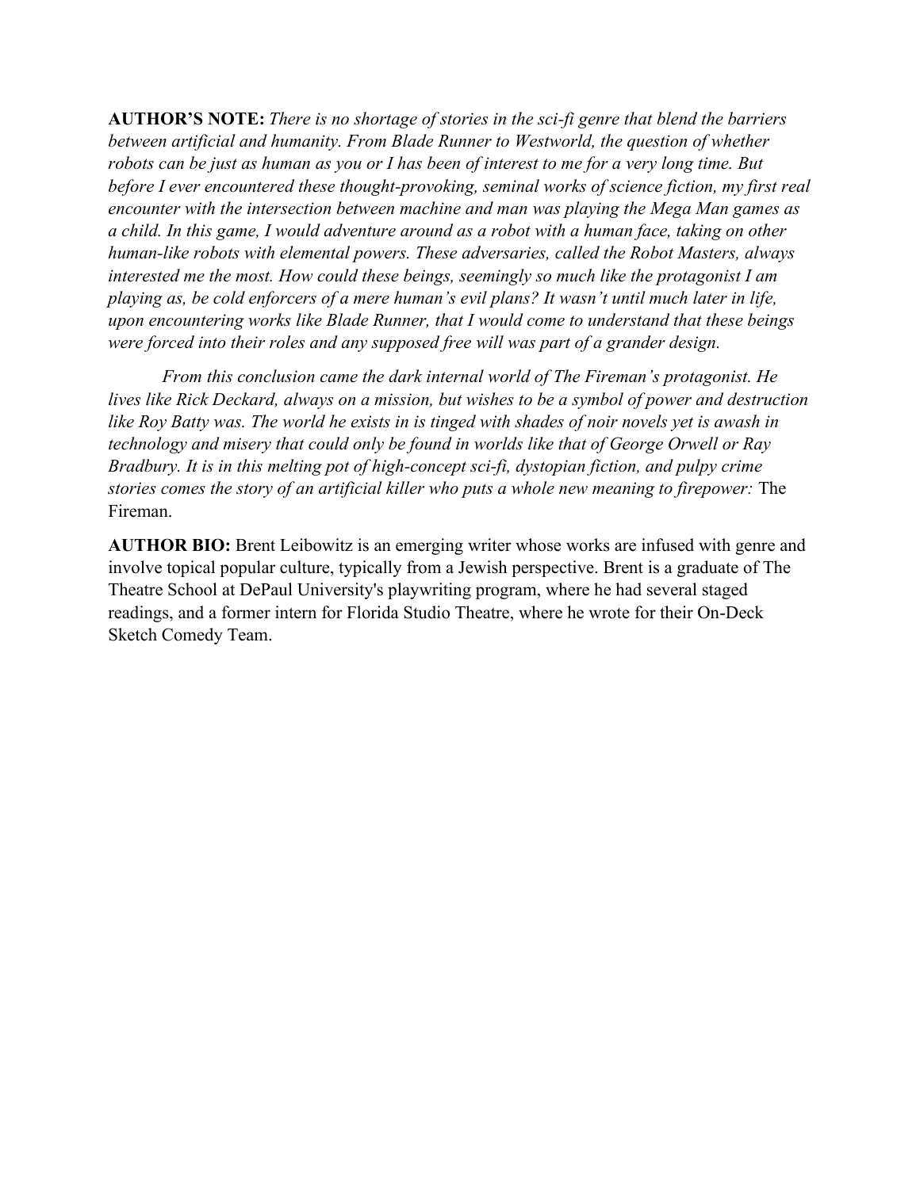**AUTHOR'S NOTE:** *There is no shortage of stories in the sci-fi genre that blend the barriers between artificial and humanity. From Blade Runner to Westworld, the question of whether robots can be just as human as you or I has been of interest to me for a very long time. But before I ever encountered these thought-provoking, seminal works of science fiction, my first real encounter with the intersection between machine and man was playing the Mega Man games as a child. In this game, I would adventure around as a robot with a human face, taking on other human-like robots with elemental powers. These adversaries, called the Robot Masters, always interested me the most. How could these beings, seemingly so much like the protagonist I am playing as, be cold enforcers of a mere human's evil plans? It wasn't until much later in life, upon encountering works like Blade Runner, that I would come to understand that these beings were forced into their roles and any supposed free will was part of a grander design.*

*From this conclusion came the dark internal world of The Fireman's protagonist. He lives like Rick Deckard, always on a mission, but wishes to be a symbol of power and destruction like Roy Batty was. The world he exists in is tinged with shades of noir novels yet is awash in technology and misery that could only be found in worlds like that of George Orwell or Ray Bradbury. It is in this melting pot of high-concept sci-fi, dystopian fiction, and pulpy crime stories comes the story of an artificial killer who puts a whole new meaning to firepower:* The Fireman.

**AUTHOR BIO:** Brent Leibowitz is an emerging writer whose works are infused with genre and involve topical popular culture, typically from a Jewish perspective. Brent is a graduate of The Theatre School at DePaul University's playwriting program, where he had several staged readings, and a former intern for Florida Studio Theatre, where he wrote for their On-Deck Sketch Comedy Team.